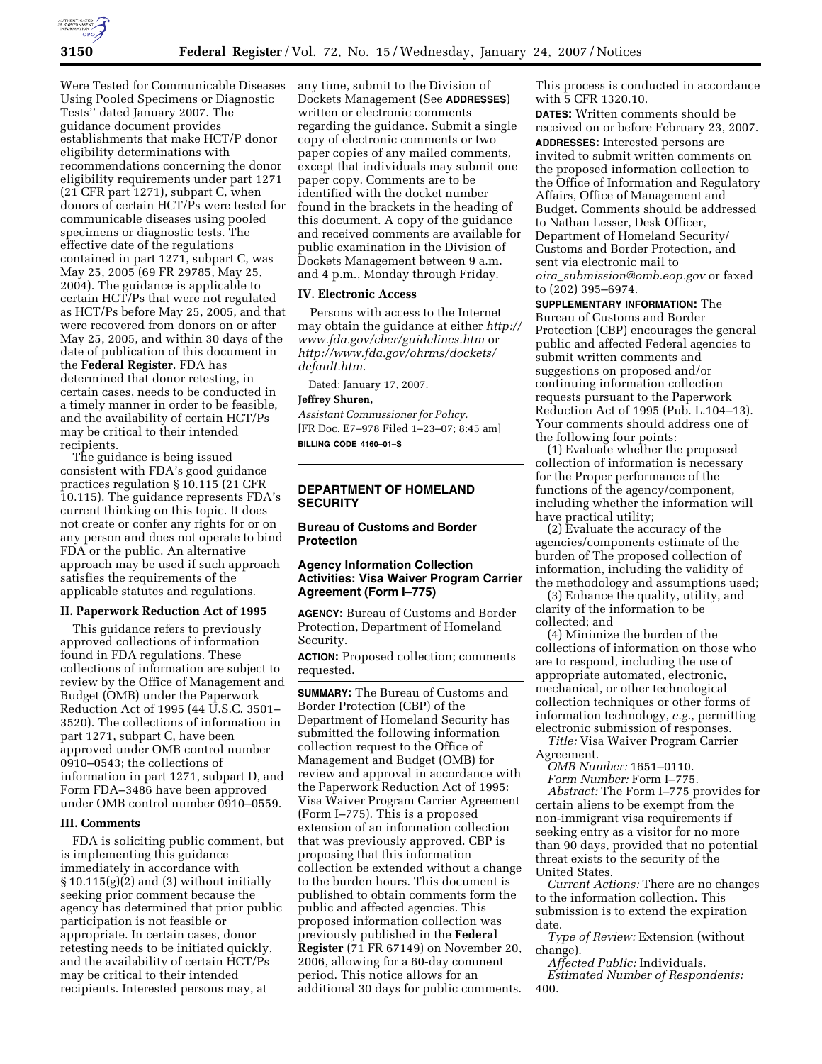Were Tested for Communicable Diseases Using Pooled Specimens or Diagnostic Tests'' dated January 2007. The guidance document provides establishments that make HCT/P donor eligibility determinations with recommendations concerning the donor eligibility requirements under part 1271 (21 CFR part 1271), subpart C, when donors of certain HCT/Ps were tested for communicable diseases using pooled specimens or diagnostic tests. The effective date of the regulations contained in part 1271, subpart C, was May 25, 2005 (69 FR 29785, May 25, 2004). The guidance is applicable to certain HCT/Ps that were not regulated as HCT/Ps before May 25, 2005, and that were recovered from donors on or after May 25, 2005, and within 30 days of the date of publication of this document in the **Federal Register**. FDA has determined that donor retesting, in certain cases, needs to be conducted in a timely manner in order to be feasible, and the availability of certain HCT/Ps may be critical to their intended recipients.

The guidance is being issued consistent with FDA's good guidance practices regulation § 10.115 (21 CFR 10.115). The guidance represents FDA's current thinking on this topic. It does not create or confer any rights for or on any person and does not operate to bind FDA or the public. An alternative approach may be used if such approach satisfies the requirements of the applicable statutes and regulations.

### II. Paperwork Reduction Act of 1995

This guidance refers to previously approved collections of information found in FDA regulations. These collections of information are subject to review by the Office of Management and Budget (OMB) under the Paperwork Reduction Act of 1995 (44 U.S.C. 3501–3520). The collections of information in part 1271, subpart C, have been approved under OMB control number 0910–0543; the collections of information in part 1271, subpart D, and Form FDA–3486 have been approved under OMB control number 0910–0559.

### III. Comments

FDA is soliciting public comment, but is implementing this guidance immediately in accordance with § 10.115(g)(2) and (3) without initially seeking prior comment because the agency has determined that prior public participation is not feasible or appropriate. In certain cases, donor retesting needs to be initiated quickly, and the availability of certain HCT/Ps may be critical to their intended recipients. Interested persons may, at any time, submit to the Division of Dockets Management (See **ADDRESSES**) written or electronic comments regarding the guidance. Submit a single copy of electronic comments or two paper copies of any mailed comments, except that individuals may submit one paper copy. Comments are to be identified with the docket number found in the brackets in the heading of this document. A copy of the guidance and received comments are available for public examination in the Division of Dockets Management between 9 a.m. and 4 p.m., Monday through Friday.

### IV. Electronic Access

Persons with access to the Internet may obtain the guidance at either *http://www.fda.gov/cber/guidelines.htm* or *http://www.fda.gov/ohrms/dockets/default.htm*.

Dated: January 17, 2007.

**Jeffrey Shuren,**

*Assistant Commissioner for Policy.*

[FR Doc. E7–978 Filed 1–23–07; 8:45 am]

**BILLING CODE 4160–01–S**

---

## DEPARTMENT OF HOMELAND SECURITY

### Bureau of Customs and Border Protection

### Agency Information Collection Activities: Visa Waiver Program Carrier Agreement (Form I–775)

**AGENCY:** Bureau of Customs and Border Protection, Department of Homeland Security.

**ACTION:** Proposed collection; comments requested.

**SUMMARY:** The Bureau of Customs and Border Protection (CBP) of the Department of Homeland Security has submitted the following information collection request to the Office of Management and Budget (OMB) for review and approval in accordance with the Paperwork Reduction Act of 1995: Visa Waiver Program Carrier Agreement (Form I–775). This is a proposed extension of an information collection that was previously approved. CBP is proposing that this information collection be extended without a change to the burden hours. This document is published to obtain comments form the public and affected agencies. This proposed information collection was previously published in the **Federal Register** (71 FR 67149) on November 20, 2006, allowing for a 60-day comment period. This notice allows for an additional 30 days for public comments. This process is conducted in accordance with 5 CFR 1320.10.

**DATES:** Written comments should be received on or before February 23, 2007.

**ADDRESSES:** Interested persons are invited to submit written comments on the proposed information collection to the Office of Information and Regulatory Affairs, Office of Management and Budget. Comments should be addressed to Nathan Lesser, Desk Officer, Department of Homeland Security/Customs and Border Protection, and sent via electronic mail to *oira_submission@omb.eop.gov* or faxed to (202) 395–6974.

**SUPPLEMENTARY INFORMATION:** The Bureau of Customs and Border Protection (CBP) encourages the general public and affected Federal agencies to submit written comments and suggestions on proposed and/or continuing information collection requests pursuant to the Paperwork Reduction Act of 1995 (Pub. L.104–13). Your comments should address one of the following four points:

(1) Evaluate whether the proposed collection of information is necessary for the Proper performance of the functions of the agency/component, including whether the information will have practical utility;

(2) Evaluate the accuracy of the agencies/components estimate of the burden of The proposed collection of information, including the validity of the methodology and assumptions used;

(3) Enhance the quality, utility, and clarity of the information to be collected; and

(4) Minimize the burden of the collections of information on those who are to respond, including the use of appropriate automated, electronic, mechanical, or other technological collection techniques or other forms of information technology, *e.g.*, permitting electronic submission of responses.

*Title:* Visa Waiver Program Carrier Agreement.

*OMB Number:* 1651–0110.

*Form Number:* Form I–775.

*Abstract:* The Form I–775 provides for certain aliens to be exempt from the non-immigrant visa requirements if seeking entry as a visitor for no more than 90 days, provided that no potential threat exists to the security of the United States.

*Current Actions:* There are no changes to the information collection. This submission is to extend the expiration date.

*Type of Review:* Extension (without change).

*Affected Public:* Individuals.

*Estimated Number of Respondents:* 400.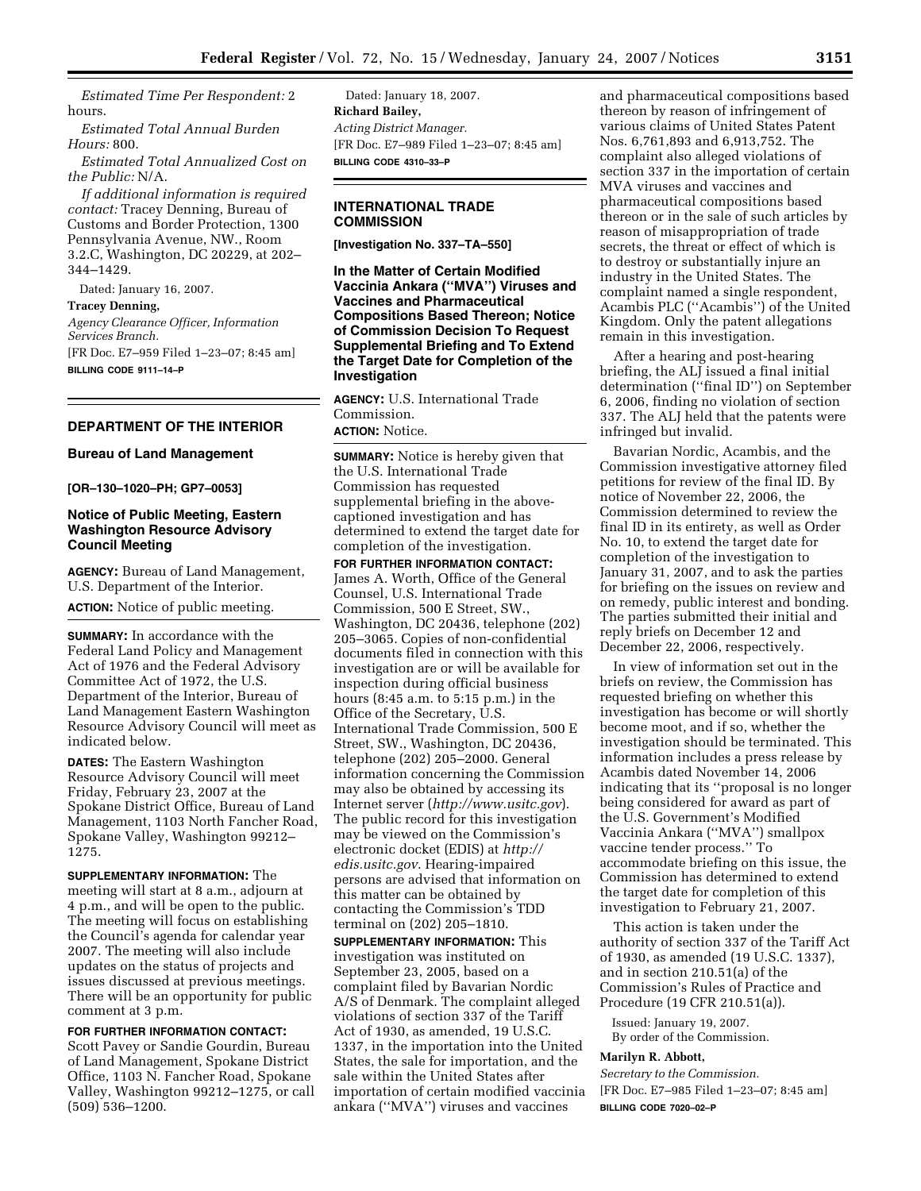*Estimated Time Per Respondent:* 2 hours.

*Estimated Total Annual Burden Hours:* 800.

*Estimated Total Annualized Cost on the Public:* N/A.

*If additional information is required contact:* Tracey Denning, Bureau of Customs and Border Protection, 1300 Pennsylvania Avenue, NW., Room 3.2.C, Washington, DC 20229, at 202–344–1429.

Dated: January 16, 2007.

**Tracey Denning,**

*Agency Clearance Officer, Information Services Branch.*

[FR Doc. E7–959 Filed 1–23–07; 8:45 am]

**BILLING CODE 9111–14–P**

## DEPARTMENT OF THE INTERIOR

### Bureau of Land Management

**[OR–130–1020–PH; GP7–0053]**

### Notice of Public Meeting, Eastern Washington Resource Advisory Council Meeting

**AGENCY:** Bureau of Land Management, U.S. Department of the Interior.

**ACTION:** Notice of public meeting.

**SUMMARY:** In accordance with the Federal Land Policy and Management Act of 1976 and the Federal Advisory Committee Act of 1972, the U.S. Department of the Interior, Bureau of Land Management Eastern Washington Resource Advisory Council will meet as indicated below.

**DATES:** The Eastern Washington Resource Advisory Council will meet Friday, February 23, 2007 at the Spokane District Office, Bureau of Land Management, 1103 North Fancher Road, Spokane Valley, Washington 99212–1275.

**SUPPLEMENTARY INFORMATION:** The meeting will start at 8 a.m., adjourn at 4 p.m., and will be open to the public. The meeting will focus on establishing the Council's agenda for calendar year 2007. The meeting will also include updates on the status of projects and issues discussed at previous meetings. There will be an opportunity for public comment at 3 p.m.

**FOR FURTHER INFORMATION CONTACT:** Scott Pavey or Sandie Gourdin, Bureau of Land Management, Spokane District Office, 1103 N. Fancher Road, Spokane Valley, Washington 99212–1275, or call (509) 536–1200.

Dated: January 18, 2007.

**Richard Bailey,**

*Acting District Manager.*

[FR Doc. E7–989 Filed 1–23–07; 8:45 am]

**BILLING CODE 4310–33–P**

## INTERNATIONAL TRADE COMMISSION

**[Investigation No. 337–TA–550]**

### In the Matter of Certain Modified Vaccinia Ankara (''MVA'') Viruses and Vaccines and Pharmaceutical Compositions Based Thereon; Notice of Commission Decision To Request Supplemental Briefing and To Extend the Target Date for Completion of the Investigation

**AGENCY:** U.S. International Trade Commission.

**ACTION:** Notice.

**SUMMARY:** Notice is hereby given that the U.S. International Trade Commission has requested supplemental briefing in the above-captioned investigation and has determined to extend the target date for completion of the investigation.

**FOR FURTHER INFORMATION CONTACT:** James A. Worth, Office of the General Counsel, U.S. International Trade Commission, 500 E Street, SW., Washington, DC 20436, telephone (202) 205–3065. Copies of non-confidential documents filed in connection with this investigation are or will be available for inspection during official business hours (8:45 a.m. to 5:15 p.m.) in the Office of the Secretary, U.S. International Trade Commission, 500 E Street, SW., Washington, DC 20436, telephone (202) 205–2000. General information concerning the Commission may also be obtained by accessing its Internet server (*http://www.usitc.gov*). The public record for this investigation may be viewed on the Commission's electronic docket (EDIS) at *http://edis.usitc.gov*. Hearing-impaired persons are advised that information on this matter can be obtained by contacting the Commission's TDD terminal on (202) 205–1810.

**SUPPLEMENTARY INFORMATION:** This investigation was instituted on September 23, 2005, based on a complaint filed by Bavarian Nordic A/S of Denmark. The complaint alleged violations of section 337 of the Tariff Act of 1930, as amended, 19 U.S.C. 1337, in the importation into the United States, the sale for importation, and the sale within the United States after importation of certain modified vaccinia ankara (''MVA'') viruses and vaccines and pharmaceutical compositions based thereon by reason of infringement of various claims of United States Patent Nos. 6,761,893 and 6,913,752. The complaint also alleged violations of section 337 in the importation of certain MVA viruses and vaccines and pharmaceutical compositions based thereon or in the sale of such articles by reason of misappropriation of trade secrets, the threat or effect of which is to destroy or substantially injure an industry in the United States. The complaint named a single respondent, Acambis PLC (''Acambis'') of the United Kingdom. Only the patent allegations remain in this investigation.

After a hearing and post-hearing briefing, the ALJ issued a final initial determination (''final ID'') on September 6, 2006, finding no violation of section 337. The ALJ held that the patents were infringed but invalid.

Bavarian Nordic, Acambis, and the Commission investigative attorney filed petitions for review of the final ID. By notice of November 22, 2006, the Commission determined to review the final ID in its entirety, as well as Order No. 10, to extend the target date for completion of the investigation to January 31, 2007, and to ask the parties for briefing on the issues on review and on remedy, public interest and bonding. The parties submitted their initial and reply briefs on December 12 and December 22, 2006, respectively.

In view of information set out in the briefs on review, the Commission has requested briefing on whether this investigation has become or will shortly become moot, and if so, whether the investigation should be terminated. This information includes a press release by Acambis dated November 14, 2006 indicating that its ''proposal is no longer being considered for award as part of the U.S. Government's Modified Vaccinia Ankara (''MVA'') smallpox vaccine tender process.'' To accommodate briefing on this issue, the Commission has determined to extend the target date for completion of this investigation to February 21, 2007.

This action is taken under the authority of section 337 of the Tariff Act of 1930, as amended (19 U.S.C. 1337), and in section 210.51(a) of the Commission's Rules of Practice and Procedure (19 CFR 210.51(a)).

Issued: January 19, 2007.

By order of the Commission.

**Marilyn R. Abbott,**

*Secretary to the Commission.*

[FR Doc. E7–985 Filed 1–23–07; 8:45 am]

**BILLING CODE 7020–02–P**